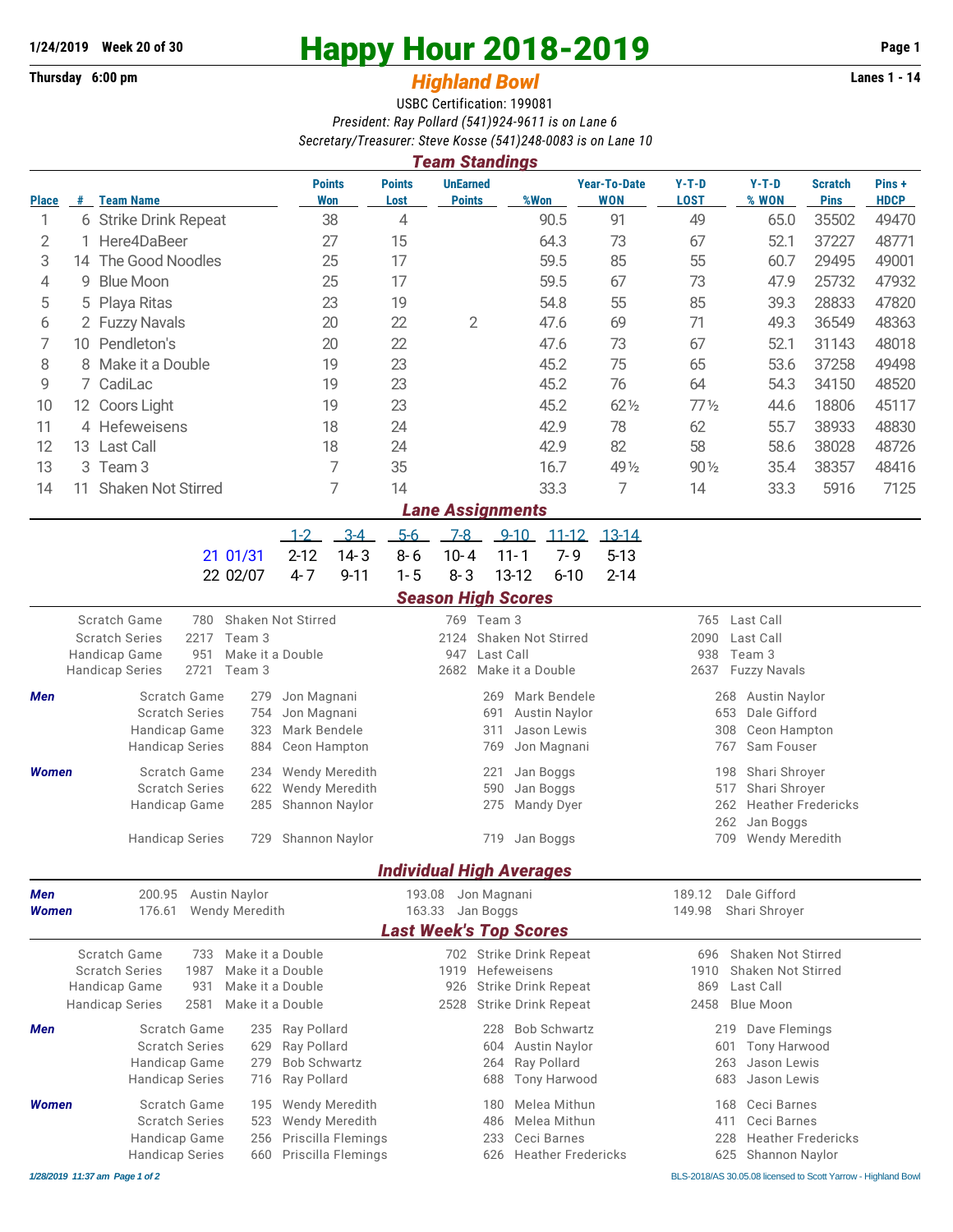**1/24/2019 Week 20 of 30**

# Happy Hour 2018-2019

**Thursday 6:00 pm**

## *Highland Bowl*

**Lanes 1 - 14**

USBC Certification: 199081

*President: Ray Pollard (541)924-9611 is on Lane 6*

*Secretary/Treasurer: Steve Kosse (541)248-0083 is on Lane 10*

### *Team Standings*

| Place | # | Team Name | Points Won | Points Lost | UnEarned Points | %Won | Year-To-Date WON | Y-T-D LOST | Y-T-D % WON | Scratch Pins | Pins + HDCP |
|---|---|---|---|---|---|---|---|---|---|---|---|
| 1 | 6 | Strike Drink Repeat | 38 | 4 | | 90.5 | 91 | 49 | 65.0 | 35502 | 49470 |
| 2 | 1 | Here4DaBeer | 27 | 15 | | 64.3 | 73 | 67 | 52.1 | 37227 | 48771 |
| 3 | 14 | The Good Noodles | 25 | 17 | | 59.5 | 85 | 55 | 60.7 | 29495 | 49001 |
| 4 | 9 | Blue Moon | 25 | 17 | | 59.5 | 67 | 73 | 47.9 | 25732 | 47932 |
| 5 | 5 | Playa Ritas | 23 | 19 | | 54.8 | 55 | 85 | 39.3 | 28833 | 47820 |
| 6 | 2 | Fuzzy Navals | 20 | 22 | 2 | 47.6 | 69 | 71 | 49.3 | 36549 | 48363 |
| 7 | 10 | Pendleton's | 20 | 22 | | 47.6 | 73 | 67 | 52.1 | 31143 | 48018 |
| 8 | 8 | Make it a Double | 19 | 23 | | 45.2 | 75 | 65 | 53.6 | 37258 | 49498 |
| 9 | 7 | CadiLac | 19 | 23 | | 45.2 | 76 | 64 | 54.3 | 34150 | 48520 |
| 10 | 12 | Coors Light | 19 | 23 | | 45.2 | 62½ | 77½ | 44.6 | 18806 | 45117 |
| 11 | 4 | Hefeweisens | 18 | 24 | | 42.9 | 78 | 62 | 55.7 | 38933 | 48830 |
| 12 | 13 | Last Call | 18 | 24 | | 42.9 | 82 | 58 | 58.6 | 38028 | 48726 |
| 13 | 3 | Team 3 | 7 | 35 | | 16.7 | 49½ | 90½ | 35.4 | 38357 | 48416 |
| 14 | 11 | Shaken Not Stirred | 7 | 14 | | 33.3 | 7 | 14 | 33.3 | 5916 | 7125 |

### *Lane Assignments*

| Week | Date | 1-2 | 3-4 | 5-6 | 7-8 | 9-10 | 11-12 | 13-14 |
|---|---|---|---|---|---|---|---|---|
| 21 | 01/31 | 2-12 | 14-3 | 8-6 | 10-4 | 11-1 | 7-9 | 5-13 |
| 22 | 02/07 | 4-7 | 9-11 | 1-5 | 8-3 | 13-12 | 6-10 | 2-14 |

### *Season High Scores*

| | | | | | | |
|---|---|---|---|---|---|---|
| Scratch Game | 780 | Shaken Not Stirred | 769 | Team 3 | 765 | Last Call |
| Scratch Series | 2217 | Team 3 | 2124 | Shaken Not Stirred | 2090 | Last Call |
| Handicap Game | 951 | Make it a Double | 947 | Last Call | 938 | Team 3 |
| Handicap Series | 2721 | Team 3 | 2682 | Make it a Double | 2637 | Fuzzy Navals |

**Men**

| | | | | | | |
|---|---|---|---|---|---|---|
| Scratch Game | 279 | Jon Magnani | 269 | Mark Bendele | 268 | Austin Naylor |
| Scratch Series | 754 | Jon Magnani | 691 | Austin Naylor | 653 | Dale Gifford |
| Handicap Game | 323 | Mark Bendele | 311 | Jason Lewis | 308 | Ceon Hampton |
| Handicap Series | 884 | Ceon Hampton | 769 | Jon Magnani | 767 | Sam Fouser |

**Women**

| | | | | | | |
|---|---|---|---|---|---|---|
| Scratch Game | 234 | Wendy Meredith | 221 | Jan Boggs | 198 | Shari Shroyer |
| Scratch Series | 622 | Wendy Meredith | 590 | Jan Boggs | 517 | Shari Shroyer |
| Handicap Game | 285 | Shannon Naylor | 275 | Mandy Dyer | 262 | Heather Fredericks |
| | | | | | 262 | Jan Boggs |
| Handicap Series | 729 | Shannon Naylor | 719 | Jan Boggs | 709 | Wendy Meredith |

### *Individual High Averages*

| | | | | | | |
|---|---|---|---|---|---|---|
| **Men** | 200.95 | Austin Naylor | 193.08 | Jon Magnani | 189.12 | Dale Gifford |
| **Women** | 176.61 | Wendy Meredith | 163.33 | Jan Boggs | 149.98 | Shari Shroyer |

### *Last Week's Top Scores*

| | | | | | | |
|---|---|---|---|---|---|---|
| Scratch Game | 733 | Make it a Double | 702 | Strike Drink Repeat | 696 | Shaken Not Stirred |
| Scratch Series | 1987 | Make it a Double | 1919 | Hefeweisens | 1910 | Shaken Not Stirred |
| Handicap Game | 931 | Make it a Double | 926 | Strike Drink Repeat | 869 | Last Call |
| Handicap Series | 2581 | Make it a Double | 2528 | Strike Drink Repeat | 2458 | Blue Moon |

**Men**

| | | | | | | |
|---|---|---|---|---|---|---|
| Scratch Game | 235 | Ray Pollard | 228 | Bob Schwartz | 219 | Dave Flemings |
| Scratch Series | 629 | Ray Pollard | 604 | Austin Naylor | 601 | Tony Harwood |
| Handicap Game | 279 | Bob Schwartz | 264 | Ray Pollard | 263 | Jason Lewis |
| Handicap Series | 716 | Ray Pollard | 688 | Tony Harwood | 683 | Jason Lewis |

**Women**

| | | | | | | |
|---|---|---|---|---|---|---|
| Scratch Game | 195 | Wendy Meredith | 180 | Melea Mithun | 168 | Ceci Barnes |
| Scratch Series | 523 | Wendy Meredith | 486 | Melea Mithun | 411 | Ceci Barnes |
| Handicap Game | 256 | Priscilla Flemings | 233 | Ceci Barnes | 228 | Heather Fredericks |
| Handicap Series | 660 | Priscilla Flemings | 626 | Heather Fredericks | 625 | Shannon Naylor |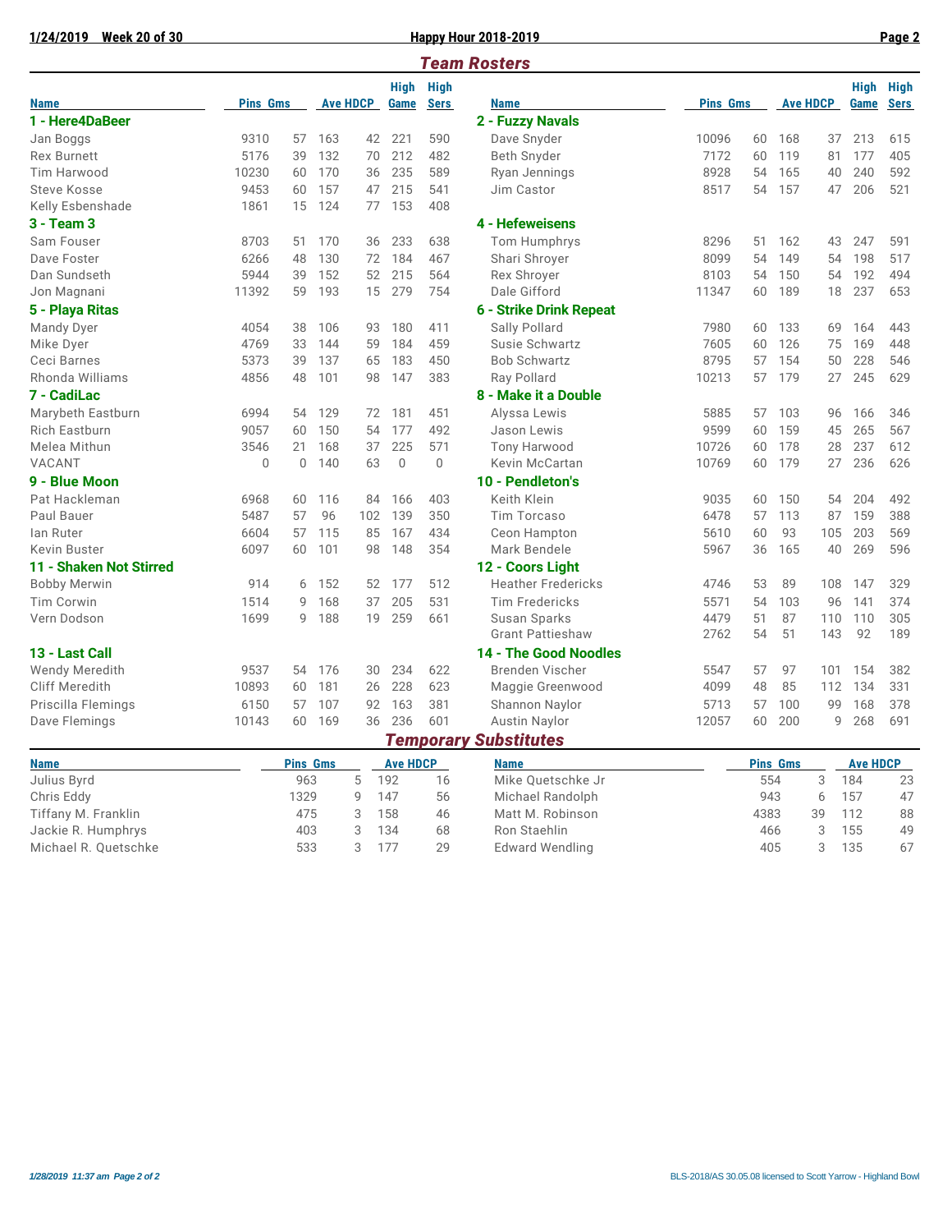1/24/2019 Week 20 of 30 — Happy Hour 2018-2019

## Team Rosters

| Name | Pins | Gms | Ave | HDCP | High Game | High Sers |
|---|---|---|---|---|---|---|
| **1 - Here4DaBeer** | | | | | | |
| Jan Boggs | 9310 | 57 | 163 | 42 | 221 | 590 |
| Rex Burnett | 5176 | 39 | 132 | 70 | 212 | 482 |
| Tim Harwood | 10230 | 60 | 170 | 36 | 235 | 589 |
| Steve Kosse | 9453 | 60 | 157 | 47 | 215 | 541 |
| Kelly Esbenshade | 1861 | 15 | 124 | 77 | 153 | 408 |
| **2 - Fuzzy Navals** | | | | | | |
| Dave Snyder | 10096 | 60 | 168 | 37 | 213 | 615 |
| Beth Snyder | 7172 | 60 | 119 | 81 | 177 | 405 |
| Ryan Jennings | 8928 | 54 | 165 | 40 | 240 | 592 |
| Jim Castor | 8517 | 54 | 157 | 47 | 206 | 521 |
| **3 - Team 3** | | | | | | |
| Sam Fouser | 8703 | 51 | 170 | 36 | 233 | 638 |
| Dave Foster | 6266 | 48 | 130 | 72 | 184 | 467 |
| Dan Sundseth | 5944 | 39 | 152 | 52 | 215 | 564 |
| Jon Magnani | 11392 | 59 | 193 | 15 | 279 | 754 |
| **4 - Hefeweisens** | | | | | | |
| Tom Humphrys | 8296 | 51 | 162 | 43 | 247 | 591 |
| Shari Shroyer | 8099 | 54 | 149 | 54 | 198 | 517 |
| Rex Shroyer | 8103 | 54 | 150 | 54 | 192 | 494 |
| Dale Gifford | 11347 | 60 | 189 | 18 | 237 | 653 |
| **5 - Playa Ritas** | | | | | | |
| Mandy Dyer | 4054 | 38 | 106 | 93 | 180 | 411 |
| Mike Dyer | 4769 | 33 | 144 | 59 | 184 | 459 |
| Ceci Barnes | 5373 | 39 | 137 | 65 | 183 | 450 |
| Rhonda Williams | 4856 | 48 | 101 | 98 | 147 | 383 |
| **6 - Strike Drink Repeat** | | | | | | |
| Sally Pollard | 7980 | 60 | 133 | 69 | 164 | 443 |
| Susie Schwartz | 7605 | 60 | 126 | 75 | 169 | 448 |
| Bob Schwartz | 8795 | 57 | 154 | 50 | 228 | 546 |
| Ray Pollard | 10213 | 57 | 179 | 27 | 245 | 629 |
| **7 - CadiLac** | | | | | | |
| Marybeth Eastburn | 6994 | 54 | 129 | 72 | 181 | 451 |
| Rich Eastburn | 9057 | 60 | 150 | 54 | 177 | 492 |
| Melea Mithun | 3546 | 21 | 168 | 37 | 225 | 571 |
| VACANT | 0 | 0 | 140 | 63 | 0 | 0 |
| **8 - Make it a Double** | | | | | | |
| Alyssa Lewis | 5885 | 57 | 103 | 96 | 166 | 346 |
| Jason Lewis | 9599 | 60 | 159 | 45 | 265 | 567 |
| Tony Harwood | 10726 | 60 | 178 | 28 | 237 | 612 |
| Kevin McCartan | 10769 | 60 | 179 | 27 | 236 | 626 |
| **9 - Blue Moon** | | | | | | |
| Pat Hackleman | 6968 | 60 | 116 | 84 | 166 | 403 |
| Paul Bauer | 5487 | 57 | 96 | 102 | 139 | 350 |
| Ian Ruter | 6604 | 57 | 115 | 85 | 167 | 434 |
| Kevin Buster | 6097 | 60 | 101 | 98 | 148 | 354 |
| **10 - Pendleton's** | | | | | | |
| Keith Klein | 9035 | 60 | 150 | 54 | 204 | 492 |
| Tim Torcaso | 6478 | 57 | 113 | 87 | 159 | 388 |
| Ceon Hampton | 5610 | 60 | 93 | 105 | 203 | 569 |
| Mark Bendele | 5967 | 36 | 165 | 40 | 269 | 596 |
| **11 - Shaken Not Stirred** | | | | | | |
| Bobby Merwin | 914 | 6 | 152 | 52 | 177 | 512 |
| Tim Corwin | 1514 | 9 | 168 | 37 | 205 | 531 |
| Vern Dodson | 1699 | 9 | 188 | 19 | 259 | 661 |
| **12 - Coors Light** | | | | | | |
| Heather Fredericks | 4746 | 53 | 89 | 108 | 147 | 329 |
| Tim Fredericks | 5571 | 54 | 103 | 96 | 141 | 374 |
| Susan Sparks | 4479 | 51 | 87 | 110 | 110 | 305 |
| Grant Pattieshaw | 2762 | 54 | 51 | 143 | 92 | 189 |
| **13 - Last Call** | | | | | | |
| Wendy Meredith | 9537 | 54 | 176 | 30 | 234 | 622 |
| Cliff Meredith | 10893 | 60 | 181 | 26 | 228 | 623 |
| Priscilla Flemings | 6150 | 57 | 107 | 92 | 163 | 381 |
| Dave Flemings | 10143 | 60 | 169 | 36 | 236 | 601 |
| **14 - The Good Noodles** | | | | | | |
| Brenden Vischer | 5547 | 57 | 97 | 101 | 154 | 382 |
| Maggie Greenwood | 4099 | 48 | 85 | 112 | 134 | 331 |
| Shannon Naylor | 5713 | 57 | 100 | 99 | 168 | 378 |
| Austin Naylor | 12057 | 60 | 200 | 9 | 268 | 691 |

## Temporary Substitutes

| Name | Pins | Gms | Ave | HDCP |
|---|---|---|---|---|
| Julius Byrd | 963 | 5 | 192 | 16 |
| Chris Eddy | 1329 | 9 | 147 | 56 |
| Tiffany M. Franklin | 475 | 3 | 158 | 46 |
| Jackie R. Humphrys | 403 | 3 | 134 | 68 |
| Michael R. Quetschke | 533 | 3 | 177 | 29 |
| Mike Quetschke Jr | 554 | 3 | 184 | 23 |
| Michael Randolph | 943 | 6 | 157 | 47 |
| Matt M. Robinson | 4383 | 39 | 112 | 88 |
| Ron Staehlin | 466 | 3 | 155 | 49 |
| Edward Wendling | 405 | 3 | 135 | 67 |